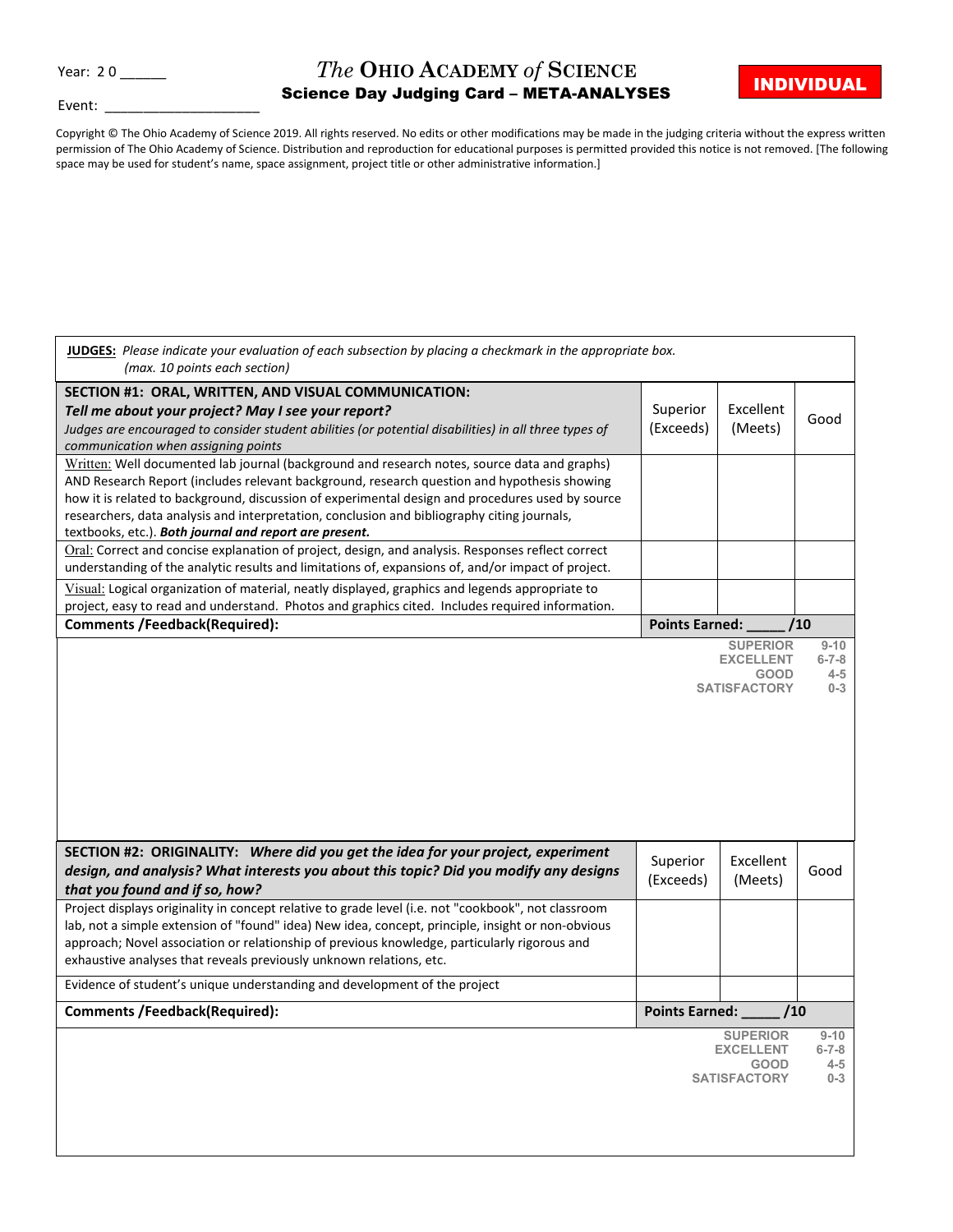Year: 2 0 ______

Event: ____________________

# *The* OHIO ACADEMY *of* SCIENCE

## Science Day Judging Card – META-ANALYSES

**INDIVIDUAL**

Copyright © The Ohio Academy of Science 2019. All rights reserved. No edits or other modifications may be made in the judging criteria without the express written permission of The Ohio Academy of Science. Distribution and reproduction for educational purposes is permitted provided this notice is not removed. [The following space may be used for student's name, space assignment, project title or other administrative information.]

**JUDGES:** *Please indicate your evaluation of each subsection by placing a checkmark in the appropriate box. (max. 10 points each section)*

| **SECTION #1: ORAL, WRITTEN, AND VISUAL COMMUNICATION:** ***Tell me about your project? May I see your report?*** *Judges are encouraged to consider student abilities (or potential disabilities) in all three types of communication when assigning points* | Superior (Exceeds) | Excellent (Meets) | Good |
|---|---|---|---|
| Written: Well documented lab journal (background and research notes, source data and graphs) AND Research Report (includes relevant background, research question and hypothesis showing how it is related to background, discussion of experimental design and procedures used by source researchers, data analysis and interpretation, conclusion and bibliography citing journals, textbooks, etc.). ***Both journal and report are present.*** | | | |
| Oral: Correct and concise explanation of project, design, and analysis. Responses reflect correct understanding of the analytic results and limitations of, expansions of, and/or impact of project. | | | |
| Visual: Logical organization of material, neatly displayed, graphics and legends appropriate to project, easy to read and understand. Photos and graphics cited. Includes required information. | | | |
| **Comments /Feedback(Required):** | **Points Earned: _____ /10** | | |

SUPERIOR 9-10
EXCELLENT 6-7-8
GOOD 4-5
SATISFACTORY 0-3

| **SECTION #2: ORIGINALITY:** ***Where did you get the idea for your project, experiment design, and analysis? What interests you about this topic? Did you modify any designs that you found and if so, how?*** | Superior (Exceeds) | Excellent (Meets) | Good |
|---|---|---|---|
| Project displays originality in concept relative to grade level (i.e. not "cookbook", not classroom lab, not a simple extension of "found" idea) New idea, concept, principle, insight or non-obvious approach; Novel association or relationship of previous knowledge, particularly rigorous and exhaustive analyses that reveals previously unknown relations, etc. | | | |
| Evidence of student's unique understanding and development of the project | | | |
| **Comments /Feedback(Required):** | **Points Earned: _____ /10** | | |

SUPERIOR 9-10
EXCELLENT 6-7-8
GOOD 4-5
SATISFACTORY 0-3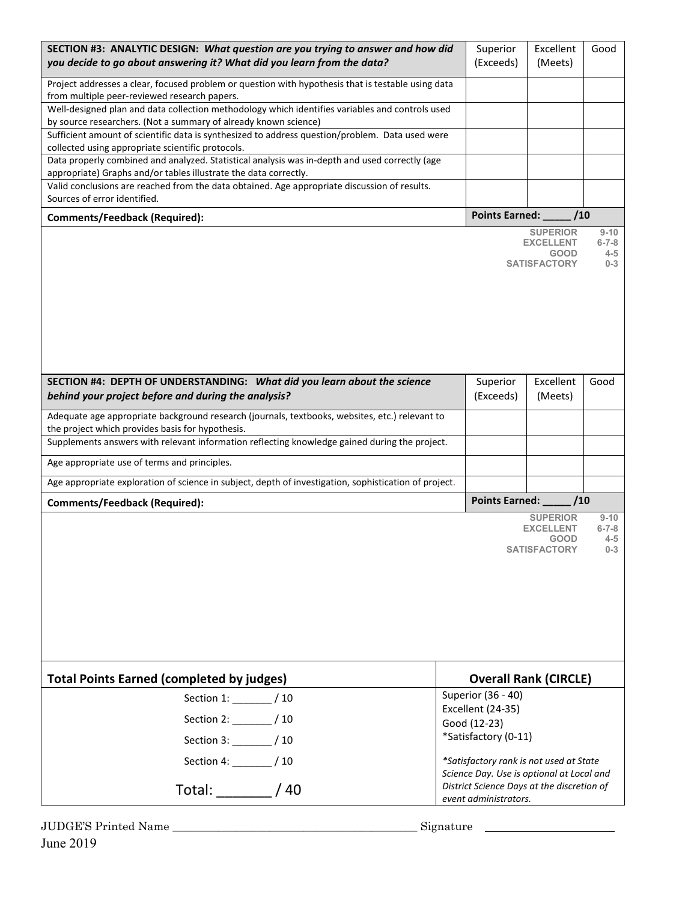| **SECTION #3: ANALYTIC DESIGN:** ***What question are you trying to answer and how did you decide to go about answering it? What did you learn from the data?*** | Superior (Exceeds) | Excellent (Meets) | Good |
|---|---|---|---|
| Project addresses a clear, focused problem or question with hypothesis that is testable using data from multiple peer-reviewed research papers. | | | |
| Well-designed plan and data collection methodology which identifies variables and controls used by source researchers. (Not a summary of already known science) | | | |
| Sufficient amount of scientific data is synthesized to address question/problem. Data used were collected using appropriate scientific protocols. | | | |
| Data properly combined and analyzed. Statistical analysis was in-depth and used correctly (age appropriate) Graphs and/or tables illustrate the data correctly. | | | |
| Valid conclusions are reached from the data obtained. Age appropriate discussion of results. Sources of error identified. | | | |
| **Comments/Feedback (Required):** | **Points Earned: _____ /10** | | |

SUPERIOR 9-10
EXCELLENT 6-7-8
GOOD 4-5
SATISFACTORY 0-3

| **SECTION #4: DEPTH OF UNDERSTANDING:** ***What did you learn about the science behind your project before and during the analysis?*** | Superior (Exceeds) | Excellent (Meets) | Good |
|---|---|---|---|
| Adequate age appropriate background research (journals, textbooks, websites, etc.) relevant to the project which provides basis for hypothesis. | | | |
| Supplements answers with relevant information reflecting knowledge gained during the project. | | | |
| Age appropriate use of terms and principles. | | | |
| Age appropriate exploration of science in subject, depth of investigation, sophistication of project. | | | |
| **Comments/Feedback (Required):** | **Points Earned: _____ /10** | | |

SUPERIOR 9-10
EXCELLENT 6-7-8
GOOD 4-5
SATISFACTORY 0-3

| **Total Points Earned (completed by judges)** | **Overall Rank (CIRCLE)** |
|---|---|
| Section 1: _______ / 10 | Superior (36 - 40) |
| Section 2: _______ / 10 | Excellent (24-35) |
| Section 3: _______ / 10 | Good (12-23) |
| Section 4: _______ / 10 | *Satisfactory (0-11) |
| Total: _______ / 40 | *\*Satisfactory rank is not used at State Science Day. Use is optional at Local and District Science Days at the discretion of event administrators.* |

JUDGE'S Printed Name ____________________________________________ Signature ________________________

June 2019